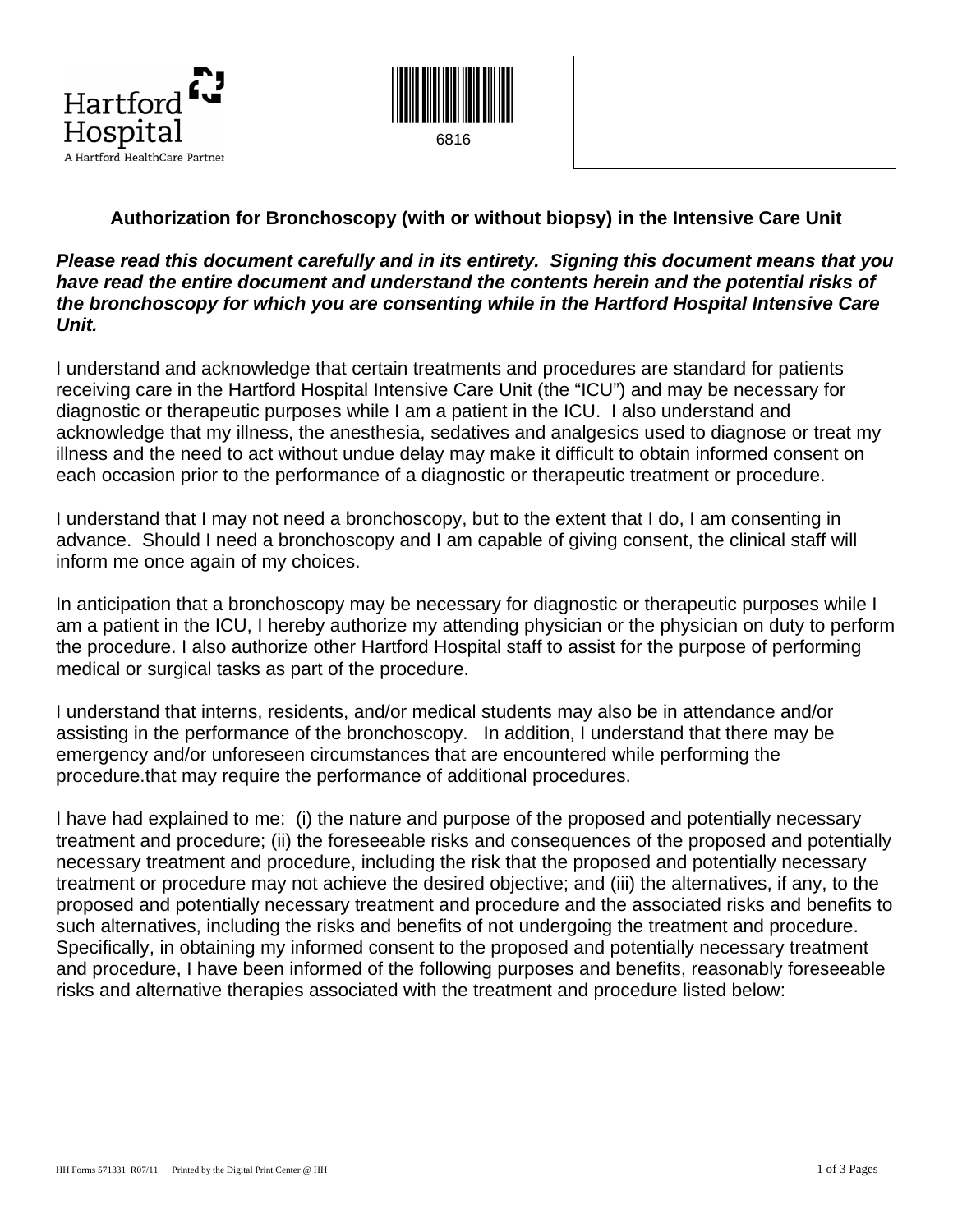Hartford Hospital

A Hartford HealthCare Partner

6816

## Authorization for Bronchoscopy (with or without biopsy) in the Intensive Care Unit

***Please read this document carefully and in its entirety. Signing this document means that you have read the entire document and understand the contents herein and the potential risks of the bronchoscopy for which you are consenting while in the Hartford Hospital Intensive Care Unit.***

I understand and acknowledge that certain treatments and procedures are standard for patients receiving care in the Hartford Hospital Intensive Care Unit (the "ICU") and may be necessary for diagnostic or therapeutic purposes while I am a patient in the ICU. I also understand and acknowledge that my illness, the anesthesia, sedatives and analgesics used to diagnose or treat my illness and the need to act without undue delay may make it difficult to obtain informed consent on each occasion prior to the performance of a diagnostic or therapeutic treatment or procedure.

I understand that I may not need a bronchoscopy, but to the extent that I do, I am consenting in advance. Should I need a bronchoscopy and I am capable of giving consent, the clinical staff will inform me once again of my choices.

In anticipation that a bronchoscopy may be necessary for diagnostic or therapeutic purposes while I am a patient in the ICU, I hereby authorize my attending physician or the physician on duty to perform the procedure. I also authorize other Hartford Hospital staff to assist for the purpose of performing medical or surgical tasks as part of the procedure.

I understand that interns, residents, and/or medical students may also be in attendance and/or assisting in the performance of the bronchoscopy. In addition, I understand that there may be emergency and/or unforeseen circumstances that are encountered while performing the procedure.that may require the performance of additional procedures.

I have had explained to me: (i) the nature and purpose of the proposed and potentially necessary treatment and procedure; (ii) the foreseeable risks and consequences of the proposed and potentially necessary treatment and procedure, including the risk that the proposed and potentially necessary treatment or procedure may not achieve the desired objective; and (iii) the alternatives, if any, to the proposed and potentially necessary treatment and procedure and the associated risks and benefits to such alternatives, including the risks and benefits of not undergoing the treatment and procedure. Specifically, in obtaining my informed consent to the proposed and potentially necessary treatment and procedure, I have been informed of the following purposes and benefits, reasonably foreseeable risks and alternative therapies associated with the treatment and procedure listed below:

HH Forms 571331 R07/11 Printed by the Digital Print Center @ HH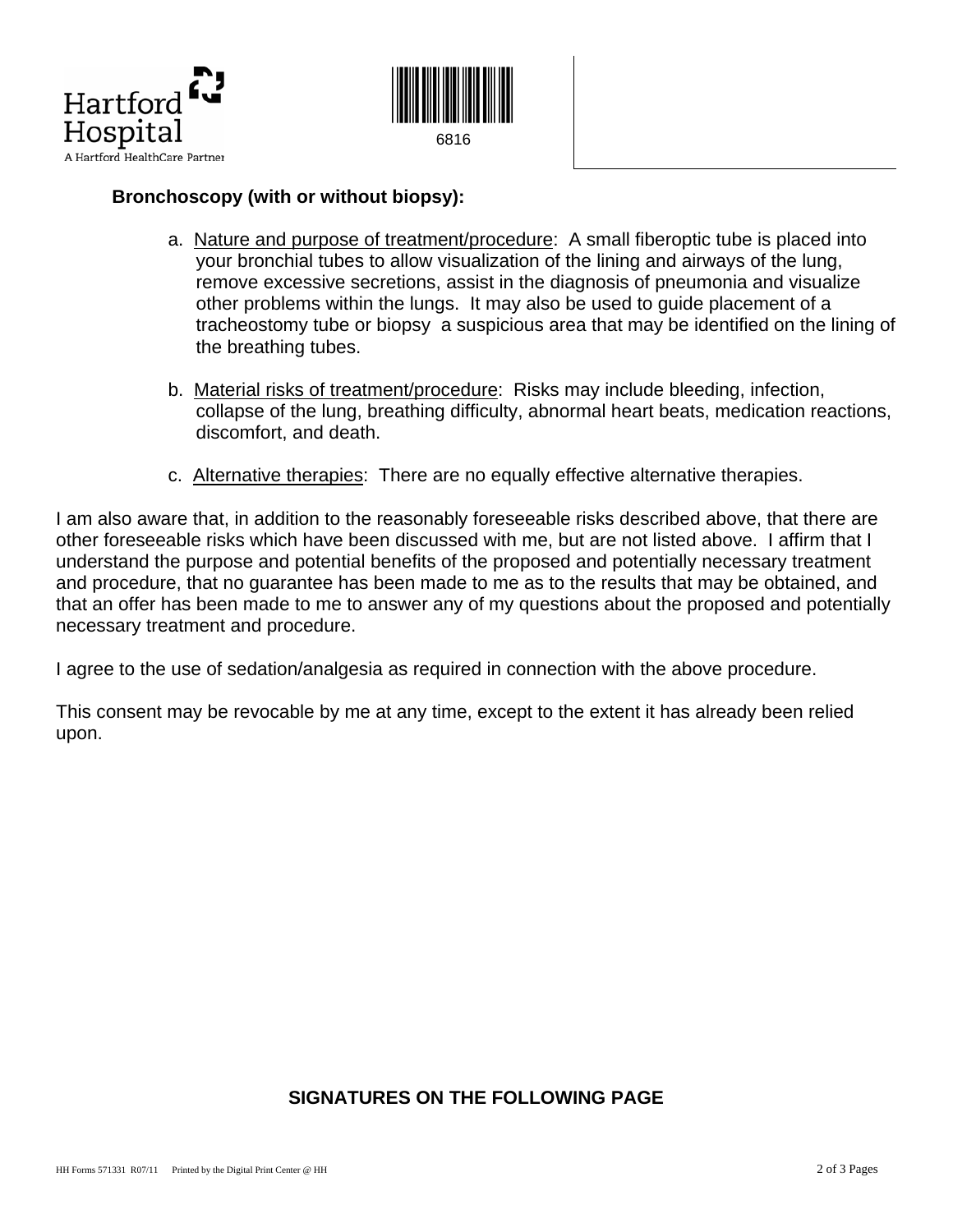**Bronchoscopy (with or without biopsy):**

a. Nature and purpose of treatment/procedure: A small fiberoptic tube is placed into your bronchial tubes to allow visualization of the lining and airways of the lung, remove excessive secretions, assist in the diagnosis of pneumonia and visualize other problems within the lungs. It may also be used to guide placement of a tracheostomy tube or biopsy a suspicious area that may be identified on the lining of the breathing tubes.

b. Material risks of treatment/procedure: Risks may include bleeding, infection, collapse of the lung, breathing difficulty, abnormal heart beats, medication reactions, discomfort, and death.

c. Alternative therapies: There are no equally effective alternative therapies.

I am also aware that, in addition to the reasonably foreseeable risks described above, that there are other foreseeable risks which have been discussed with me, but are not listed above. I affirm that I understand the purpose and potential benefits of the proposed and potentially necessary treatment and procedure, that no guarantee has been made to me as to the results that may be obtained, and that an offer has been made to me to answer any of my questions about the proposed and potentially necessary treatment and procedure.

I agree to the use of sedation/analgesia as required in connection with the above procedure.

This consent may be revocable by me at any time, except to the extent it has already been relied upon.

**SIGNATURES ON THE FOLLOWING PAGE**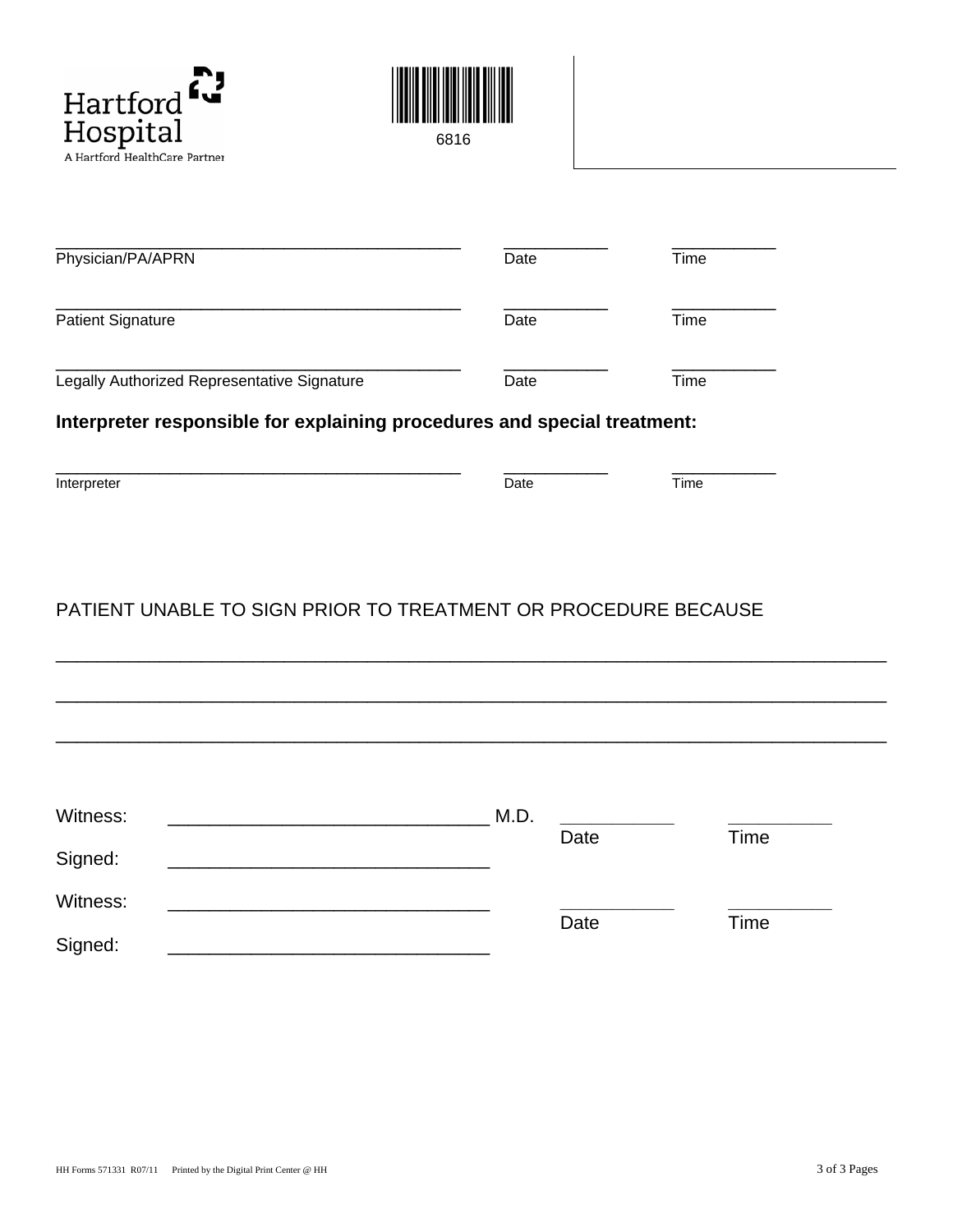Hartford Hospital
A Hartford HealthCare Partner

6816

\_\_\_\_\_\_\_\_\_\_\_\_\_\_\_\_\_\_\_\_\_\_\_\_\_\_\_\_\_\_\_\_\_\_\_\_\_\_\_\_ \_\_\_\_\_\_\_\_\_\_ \_\_\_\_\_\_\_\_\_\_
Physician/PA/APRN Date Time

\_\_\_\_\_\_\_\_\_\_\_\_\_\_\_\_\_\_\_\_\_\_\_\_\_\_\_\_\_\_\_\_\_\_\_\_\_\_\_\_ \_\_\_\_\_\_\_\_\_\_ \_\_\_\_\_\_\_\_\_\_
Patient Signature Date Time

\_\_\_\_\_\_\_\_\_\_\_\_\_\_\_\_\_\_\_\_\_\_\_\_\_\_\_\_\_\_\_\_\_\_\_\_\_\_\_\_ \_\_\_\_\_\_\_\_\_\_ \_\_\_\_\_\_\_\_\_\_
Legally Authorized Representative Signature Date Time

**Interpreter responsible for explaining procedures and special treatment:**

\_\_\_\_\_\_\_\_\_\_\_\_\_\_\_\_\_\_\_\_\_\_\_\_\_\_\_\_\_\_\_\_\_\_\_\_\_\_\_\_ \_\_\_\_\_\_\_\_\_\_ \_\_\_\_\_\_\_\_\_\_
Interpreter Date Time

PATIENT UNABLE TO SIGN PRIOR TO TREATMENT OR PROCEDURE BECAUSE

\_\_\_\_\_\_\_\_\_\_\_\_\_\_\_\_\_\_\_\_\_\_\_\_\_\_\_\_\_\_\_\_\_\_\_\_\_\_\_\_\_\_\_\_\_\_\_\_\_\_\_\_\_\_\_\_\_\_\_\_\_\_\_\_\_\_\_\_\_\_

\_\_\_\_\_\_\_\_\_\_\_\_\_\_\_\_\_\_\_\_\_\_\_\_\_\_\_\_\_\_\_\_\_\_\_\_\_\_\_\_\_\_\_\_\_\_\_\_\_\_\_\_\_\_\_\_\_\_\_\_\_\_\_\_\_\_\_\_\_\_

\_\_\_\_\_\_\_\_\_\_\_\_\_\_\_\_\_\_\_\_\_\_\_\_\_\_\_\_\_\_\_\_\_\_\_\_\_\_\_\_\_\_\_\_\_\_\_\_\_\_\_\_\_\_\_\_\_\_\_\_\_\_\_\_\_\_\_\_\_\_

Witness: \_\_\_\_\_\_\_\_\_\_\_\_\_\_\_\_\_\_\_\_\_\_\_\_\_\_\_\_\_\_ M.D. \_\_\_\_\_\_\_\_\_\_ \_\_\_\_\_\_\_\_\_\_
Date Time

Signed: \_\_\_\_\_\_\_\_\_\_\_\_\_\_\_\_\_\_\_\_\_\_\_\_\_\_\_\_\_\_

Witness: \_\_\_\_\_\_\_\_\_\_\_\_\_\_\_\_\_\_\_\_\_\_\_\_\_\_\_\_\_\_ \_\_\_\_\_\_\_\_\_\_ \_\_\_\_\_\_\_\_\_\_
Date Time

Signed: \_\_\_\_\_\_\_\_\_\_\_\_\_\_\_\_\_\_\_\_\_\_\_\_\_\_\_\_\_\_

HH Forms 571331 R07/11 Printed by the Digital Print Center @ HH